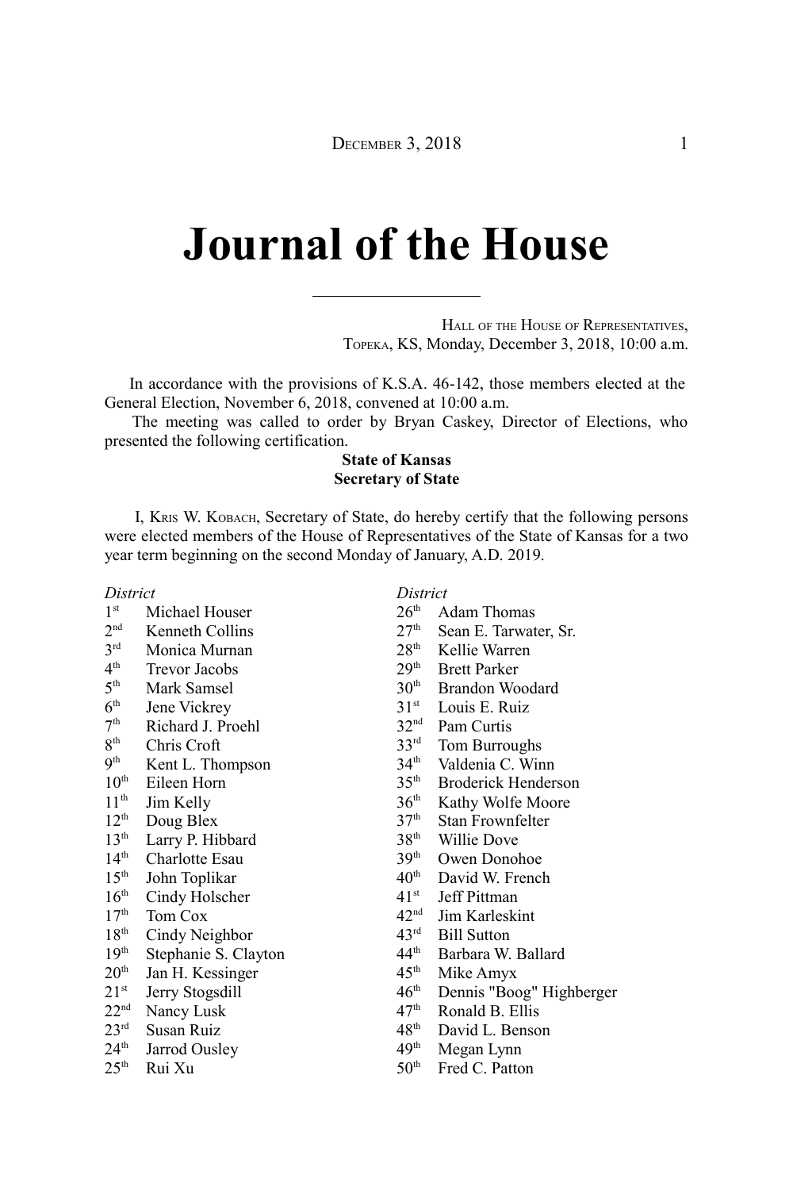# Journal of the House

HALL OF THE HOUSE OF REPRESENTATIVES,
TOPEKA, KS, Monday, December 3, 2018, 10:00 a.m.

In accordance with the provisions of K.S.A. 46-142, those members elected at the General Election, November 6, 2018, convened at 10:00 a.m.

The meeting was called to order by Bryan Caskey, Director of Elections, who presented the following certification.

**State of Kansas**
**Secretary of State**

I, KRIS W. KOBACH, Secretary of State, do hereby certify that the following persons were elected members of the House of Representatives of the State of Kansas for a two year term beginning on the second Monday of January, A.D. 2019.

| *District* | |
|---|---|
| 1st | Michael Houser |
| 2nd | Kenneth Collins |
| 3rd | Monica Murnan |
| 4th | Trevor Jacobs |
| 5th | Mark Samsel |
| 6th | Jene Vickrey |
| 7th | Richard J. Proehl |
| 8th | Chris Croft |
| 9th | Kent L. Thompson |
| 10th | Eileen Horn |
| 11th | Jim Kelly |
| 12th | Doug Blex |
| 13th | Larry P. Hibbard |
| 14th | Charlotte Esau |
| 15th | John Toplikar |
| 16th | Cindy Holscher |
| 17th | Tom Cox |
| 18th | Cindy Neighbor |
| 19th | Stephanie S. Clayton |
| 20th | Jan H. Kessinger |
| 21st | Jerry Stogsdill |
| 22nd | Nancy Lusk |
| 23rd | Susan Ruiz |
| 24th | Jarrod Ousley |
| 25th | Rui Xu |
| 26th | Adam Thomas |
| 27th | Sean E. Tarwater, Sr. |
| 28th | Kellie Warren |
| 29th | Brett Parker |
| 30th | Brandon Woodard |
| 31st | Louis E. Ruiz |
| 32nd | Pam Curtis |
| 33rd | Tom Burroughs |
| 34th | Valdenia C. Winn |
| 35th | Broderick Henderson |
| 36th | Kathy Wolfe Moore |
| 37th | Stan Frownfelter |
| 38th | Willie Dove |
| 39th | Owen Donohoe |
| 40th | David W. French |
| 41st | Jeff Pittman |
| 42nd | Jim Karleskint |
| 43rd | Bill Sutton |
| 44th | Barbara W. Ballard |
| 45th | Mike Amyx |
| 46th | Dennis "Boog" Highberger |
| 47th | Ronald B. Ellis |
| 48th | David L. Benson |
| 49th | Megan Lynn |
| 50th | Fred C. Patton |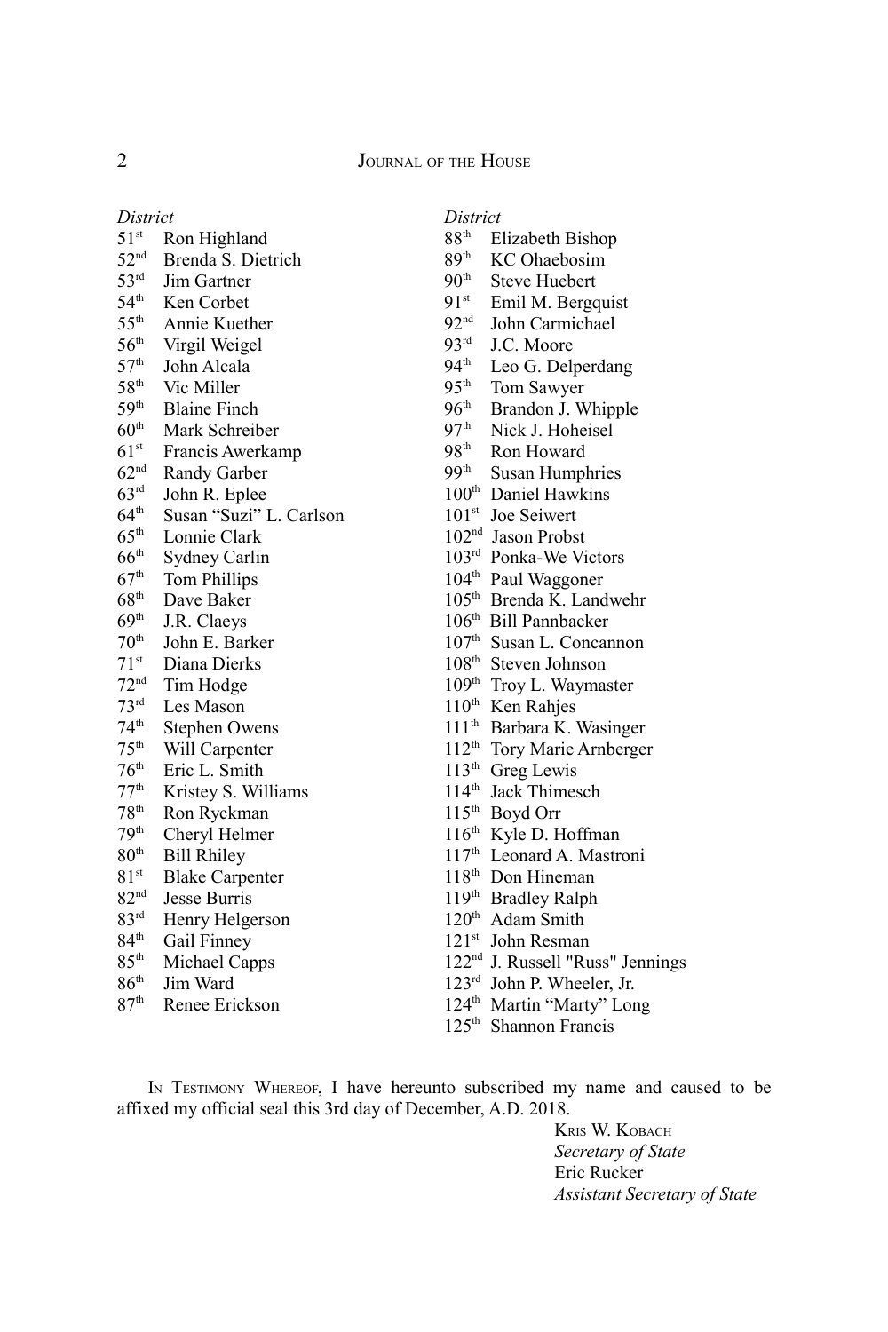| District | |
|---|---|
| 51st | Ron Highland |
| 52nd | Brenda S. Dietrich |
| 53rd | Jim Gartner |
| 54th | Ken Corbet |
| 55th | Annie Kuether |
| 56th | Virgil Weigel |
| 57th | John Alcala |
| 58th | Vic Miller |
| 59th | Blaine Finch |
| 60th | Mark Schreiber |
| 61st | Francis Awerkamp |
| 62nd | Randy Garber |
| 63rd | John R. Eplee |
| 64th | Susan "Suzi" L. Carlson |
| 65th | Lonnie Clark |
| 66th | Sydney Carlin |
| 67th | Tom Phillips |
| 68th | Dave Baker |
| 69th | J.R. Claeys |
| 70th | John E. Barker |
| 71st | Diana Dierks |
| 72nd | Tim Hodge |
| 73rd | Les Mason |
| 74th | Stephen Owens |
| 75th | Will Carpenter |
| 76th | Eric L. Smith |
| 77th | Kristey S. Williams |
| 78th | Ron Ryckman |
| 79th | Cheryl Helmer |
| 80th | Bill Rhiley |
| 81st | Blake Carpenter |
| 82nd | Jesse Burris |
| 83rd | Henry Helgerson |
| 84th | Gail Finney |
| 85th | Michael Capps |
| 86th | Jim Ward |
| 87th | Renee Erickson |
| 88th | Elizabeth Bishop |
| 89th | KC Ohaebosim |
| 90th | Steve Huebert |
| 91st | Emil M. Bergquist |
| 92nd | John Carmichael |
| 93rd | J.C. Moore |
| 94th | Leo G. Delperdang |
| 95th | Tom Sawyer |
| 96th | Brandon J. Whipple |
| 97th | Nick J. Hoheisel |
| 98th | Ron Howard |
| 99th | Susan Humphries |
| 100th | Daniel Hawkins |
| 101st | Joe Seiwert |
| 102nd | Jason Probst |
| 103rd | Ponka-We Victors |
| 104th | Paul Waggoner |
| 105th | Brenda K. Landwehr |
| 106th | Bill Pannbacker |
| 107th | Susan L. Concannon |
| 108th | Steven Johnson |
| 109th | Troy L. Waymaster |
| 110th | Ken Rahjes |
| 111th | Barbara K. Wasinger |
| 112th | Tory Marie Arnberger |
| 113th | Greg Lewis |
| 114th | Jack Thimesch |
| 115th | Boyd Orr |
| 116th | Kyle D. Hoffman |
| 117th | Leonard A. Mastroni |
| 118th | Don Hineman |
| 119th | Bradley Ralph |
| 120th | Adam Smith |
| 121st | John Resman |
| 122nd | J. Russell "Russ" Jennings |
| 123rd | John P. Wheeler, Jr. |
| 124th | Martin "Marty" Long |
| 125th | Shannon Francis |

In Testimony Whereof, I have hereunto subscribed my name and caused to be affixed my official seal this 3rd day of December, A.D. 2018.

Kris W. Kobach
*Secretary of State*
Eric Rucker
*Assistant Secretary of State*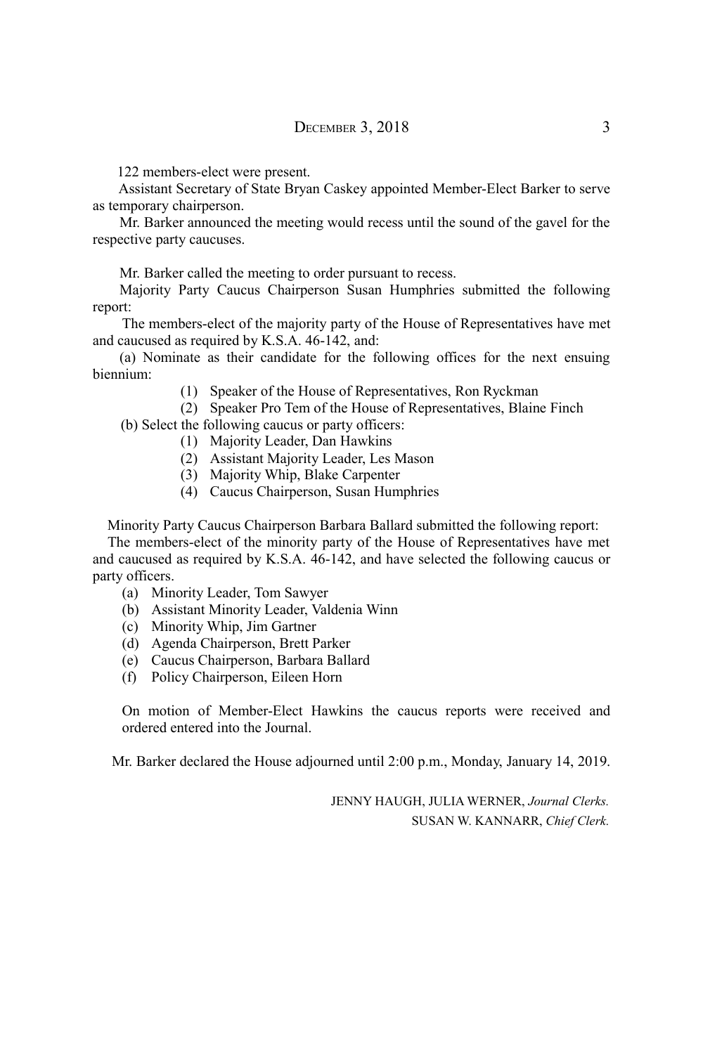122 members-elect were present.

Assistant Secretary of State Bryan Caskey appointed Member-Elect Barker to serve as temporary chairperson.

Mr. Barker announced the meeting would recess until the sound of the gavel for the respective party caucuses.

Mr. Barker called the meeting to order pursuant to recess.

Majority Party Caucus Chairperson Susan Humphries submitted the following report:

The members-elect of the majority party of the House of Representatives have met and caucused as required by K.S.A. 46-142, and:

(a) Nominate as their candidate for the following offices for the next ensuing biennium:

(1) Speaker of the House of Representatives, Ron Ryckman

(2) Speaker Pro Tem of the House of Representatives, Blaine Finch

(b) Select the following caucus or party officers:

(1) Majority Leader, Dan Hawkins

(2) Assistant Majority Leader, Les Mason

(3) Majority Whip, Blake Carpenter

(4) Caucus Chairperson, Susan Humphries

Minority Party Caucus Chairperson Barbara Ballard submitted the following report:

The members-elect of the minority party of the House of Representatives have met and caucused as required by K.S.A. 46-142, and have selected the following caucus or party officers.

(a) Minority Leader, Tom Sawyer

(b) Assistant Minority Leader, Valdenia Winn

(c) Minority Whip, Jim Gartner

(d) Agenda Chairperson, Brett Parker

(e) Caucus Chairperson, Barbara Ballard

(f) Policy Chairperson, Eileen Horn

On motion of Member-Elect Hawkins the caucus reports were received and ordered entered into the Journal.

Mr. Barker declared the House adjourned until 2:00 p.m., Monday, January 14, 2019.

JENNY HAUGH, JULIA WERNER, *Journal Clerks.*

SUSAN W. KANNARR, *Chief Clerk.*